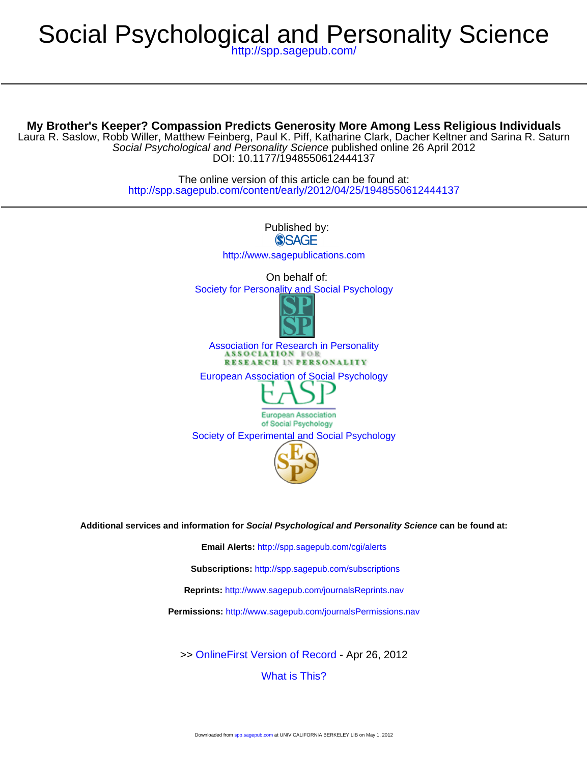# Social Psychological and Personality Science

http://spp.sagepub.com/

## My Brother's Keeper? Compassion Predicts Generosity More Among Less Religious Individuals

Laura R. Saslow, Robb Willer, Matthew Feinberg, Paul K. Piff, Katharine Clark, Dacher Keltner and Sarina R. Saturn

*Social Psychological and Personality Science* published online 26 April 2012

DOI: 10.1177/1948550612444137

The online version of this article can be found at:

http://spp.sagepub.com/content/early/2012/04/25/1948550612444137

Published by:

SAGE

http://www.sagepublications.com

On behalf of:

Society for Personality and Social Psychology

Association for Research in Personality

European Association of Social Psychology

Society of Experimental and Social Psychology

**Additional services and information for *Social Psychological and Personality Science* can be found at:**

**Email Alerts:** http://spp.sagepub.com/cgi/alerts

**Subscriptions:** http://spp.sagepub.com/subscriptions

**Reprints:** http://www.sagepub.com/journalsReprints.nav

**Permissions:** http://www.sagepub.com/journalsPermissions.nav

>> OnlineFirst Version of Record - Apr 26, 2012

What is This?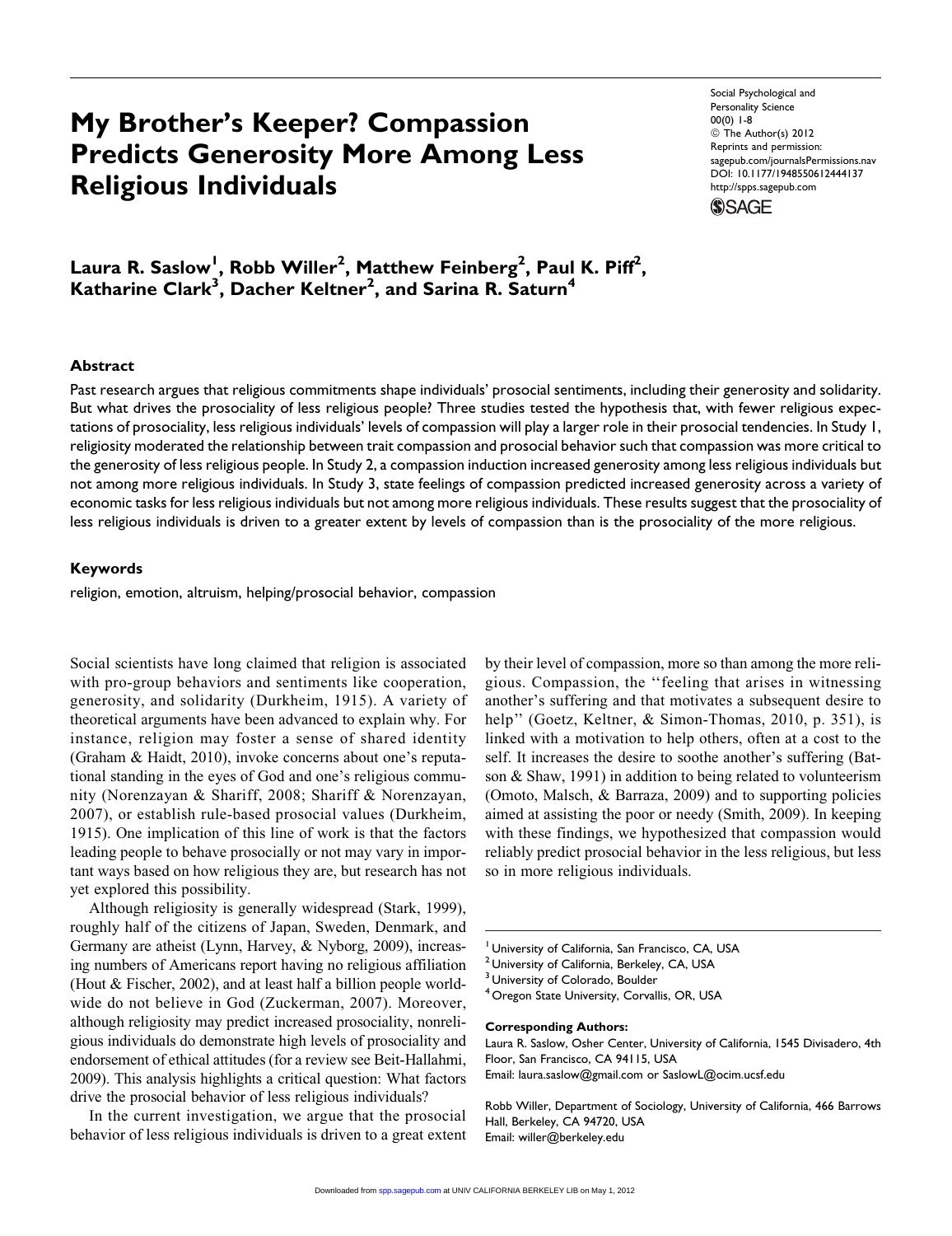# My Brother's Keeper? Compassion Predicts Generosity More Among Less Religious Individuals

**Laura R. Saslow[1], Robb Willer[2], Matthew Feinberg[2], Paul K. Piff[2], Katharine Clark[3], Dacher Keltner[2], and Sarina R. Saturn[4]**

## Abstract

Past research argues that religious commitments shape individuals' prosocial sentiments, including their generosity and solidarity. But what drives the prosociality of less religious people? Three studies tested the hypothesis that, with fewer religious expectations of prosociality, less religious individuals' levels of compassion will play a larger role in their prosocial tendencies. In Study 1, religiosity moderated the relationship between trait compassion and prosocial behavior such that compassion was more critical to the generosity of less religious people. In Study 2, a compassion induction increased generosity among less religious individuals but not among more religious individuals. In Study 3, state feelings of compassion predicted increased generosity across a variety of economic tasks for less religious individuals but not among more religious individuals. These results suggest that the prosociality of less religious individuals is driven to a greater extent by levels of compassion than is the prosociality of the more religious.

## Keywords

religion, emotion, altruism, helping/prosocial behavior, compassion

Social scientists have long claimed that religion is associated with pro-group behaviors and sentiments like cooperation, generosity, and solidarity (Durkheim, 1915). A variety of theoretical arguments have been advanced to explain why. For instance, religion may foster a sense of shared identity (Graham & Haidt, 2010), invoke concerns about one's reputational standing in the eyes of God and one's religious community (Norenzayan & Shariff, 2008; Shariff & Norenzayan, 2007), or establish rule-based prosocial values (Durkheim, 1915). One implication of this line of work is that the factors leading people to behave prosocially or not may vary in important ways based on how religious they are, but research has not yet explored this possibility.

Although religiosity is generally widespread (Stark, 1999), roughly half of the citizens of Japan, Sweden, Denmark, and Germany are atheist (Lynn, Harvey, & Nyborg, 2009), increasing numbers of Americans report having no religious affiliation (Hout & Fischer, 2002), and at least half a billion people worldwide do not believe in God (Zuckerman, 2007). Moreover, although religiosity may predict increased prosociality, nonreligious individuals do demonstrate high levels of prosociality and endorsement of ethical attitudes (for a review see Beit-Hallahmi, 2009). This analysis highlights a critical question: What factors drive the prosocial behavior of less religious individuals?

In the current investigation, we argue that the prosocial behavior of less religious individuals is driven to a great extent by their level of compassion, more so than among the more religious. Compassion, the ''feeling that arises in witnessing another's suffering and that motivates a subsequent desire to help'' (Goetz, Keltner, & Simon-Thomas, 2010, p. 351), is linked with a motivation to help others, often at a cost to the self. It increases the desire to soothe another's suffering (Batson & Shaw, 1991) in addition to being related to volunteerism (Omoto, Malsch, & Barraza, 2009) and to supporting policies aimed at assisting the poor or needy (Smith, 2009). In keeping with these findings, we hypothesized that compassion would reliably predict prosocial behavior in the less religious, but less so in more religious individuals.

---

[1] University of California, San Francisco, CA, USA
[2] University of California, Berkeley, CA, USA
[3] University of Colorado, Boulder
[4] Oregon State University, Corvallis, OR, USA

**Corresponding Authors:**
Laura R. Saslow, Osher Center, University of California, 1545 Divisadero, 4th Floor, San Francisco, CA 94115, USA
Email: laura.saslow@gmail.com or SaslowL@ocim.ucsf.edu

Robb Willer, Department of Sociology, University of California, 466 Barrows Hall, Berkeley, CA 94720, USA
Email: willer@berkeley.edu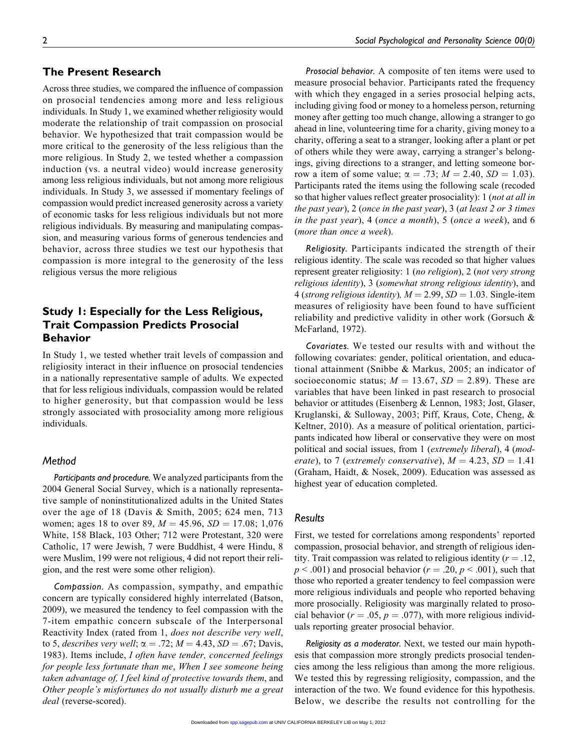## The Present Research

Across three studies, we compared the influence of compassion on prosocial tendencies among more and less religious individuals. In Study 1, we examined whether religiosity would moderate the relationship of trait compassion on prosocial behavior. We hypothesized that trait compassion would be more critical to the generosity of the less religious than the more religious. In Study 2, we tested whether a compassion induction (vs. a neutral video) would increase generosity among less religious individuals, but not among more religious individuals. In Study 3, we assessed if momentary feelings of compassion would predict increased generosity across a variety of economic tasks for less religious individuals but not more religious individuals. By measuring and manipulating compassion, and measuring various forms of generous tendencies and behavior, across three studies we test our hypothesis that compassion is more integral to the generosity of the less religious versus the more religious

## Study 1: Especially for the Less Religious, Trait Compassion Predicts Prosocial Behavior

In Study 1, we tested whether trait levels of compassion and religiosity interact in their influence on prosocial tendencies in a nationally representative sample of adults. We expected that for less religious individuals, compassion would be related to higher generosity, but that compassion would be less strongly associated with prosociality among more religious individuals.

### Method

*Participants and procedure.* We analyzed participants from the 2004 General Social Survey, which is a nationally representative sample of noninstitutionalized adults in the United States over the age of 18 (Davis & Smith, 2005; 624 men, 713 women; ages 18 to over 89, $M = 45.96$, $SD = 17.08$; 1,076 White, 158 Black, 103 Other; 712 were Protestant, 320 were Catholic, 17 were Jewish, 7 were Buddhist, 4 were Hindu, 8 were Muslim, 199 were not religious, 4 did not report their religion, and the rest were some other religion).

*Compassion.* As compassion, sympathy, and empathic concern are typically considered highly interrelated (Batson, 2009), we measured the tendency to feel compassion with the 7-item empathic concern subscale of the Interpersonal Reactivity Index (rated from 1, *does not describe very well*, to 5, *describes very well*; $\alpha = .72$; $M = 4.43$, $SD = .67$; Davis, 1983). Items include, *I often have tender, concerned feelings for people less fortunate than me*, *When I see someone being taken advantage of, I feel kind of protective towards them*, and *Other people's misfortunes do not usually disturb me a great deal* (reverse-scored).

*Prosocial behavior.* A composite of ten items were used to measure prosocial behavior. Participants rated the frequency with which they engaged in a series prosocial helping acts, including giving food or money to a homeless person, returning money after getting too much change, allowing a stranger to go ahead in line, volunteering time for a charity, giving money to a charity, offering a seat to a stranger, looking after a plant or pet of others while they were away, carrying a stranger's belongings, giving directions to a stranger, and letting someone borrow a item of some value; $\alpha = .73$; $M = 2.40$, $SD = 1.03$). Participants rated the items using the following scale (recoded so that higher values reflect greater prosociality): 1 (*not at all in the past year*), 2 (*once in the past year*), 3 (*at least 2 or 3 times in the past year*), 4 (*once a month*), 5 (*once a week*), and 6 (*more than once a week*).

*Religiosity.* Participants indicated the strength of their religious identity. The scale was recoded so that higher values represent greater religiosity: 1 (*no religion*), 2 (*not very strong religious identity*), 3 (*somewhat strong religious identity*), and 4 (*strong religious identity*), $M = 2.99$, $SD = 1.03$. Single-item measures of religiosity have been found to have sufficient reliability and predictive validity in other work (Gorsuch & McFarland, 1972).

*Covariates.* We tested our results with and without the following covariates: gender, political orientation, and educational attainment (Snibbe & Markus, 2005; an indicator of socioeconomic status; $M = 13.67$, $SD = 2.89$). These are variables that have been linked in past research to prosocial behavior or attitudes (Eisenberg & Lennon, 1983; Jost, Glaser, Kruglanski, & Sulloway, 2003; Piff, Kraus, Cote, Cheng, & Keltner, 2010). As a measure of political orientation, participants indicated how liberal or conservative they were on most political and social issues, from 1 (*extremely liberal*), 4 (*moderate*), to 7 (*extremely conservative*), $M = 4.23$, $SD = 1.41$ (Graham, Haidt, & Nosek, 2009). Education was assessed as highest year of education completed.

### Results

First, we tested for correlations among respondents' reported compassion, prosocial behavior, and strength of religious identity. Trait compassion was related to religious identity ($r = .12$, $p < .001$) and prosocial behavior ($r = .20$, $p < .001$), such that those who reported a greater tendency to feel compassion were more religious individuals and people who reported behaving more prosocially. Religiosity was marginally related to prosocial behavior ($r = .05$, $p = .077$), with more religious individuals reporting greater prosocial behavior.

*Religiosity as a moderator.* Next, we tested our main hypothesis that compassion more strongly predicts prosocial tendencies among the less religious than among the more religious. We tested this by regressing religiosity, compassion, and the interaction of the two. We found evidence for this hypothesis. Below, we describe the results not controlling for the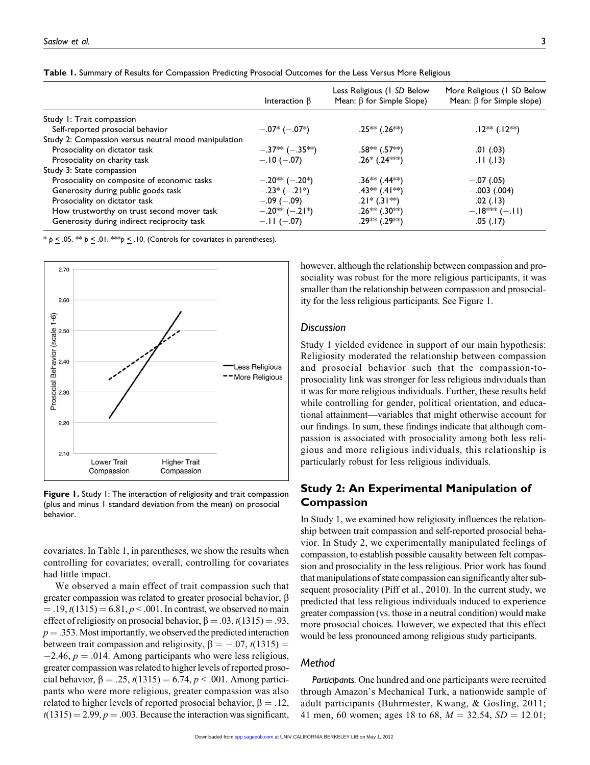**Table 1.** Summary of Results for Compassion Predicting Prosocial Outcomes for the Less Versus More Religious

| | Interaction β | Less Religious (1 *SD* Below Mean: β for Simple Slope) | More Religious (1 *SD* Below Mean: β for Simple slope) |
|---|---|---|---|
| Study 1: Trait compassion | | | |
| Self-reported prosocial behavior | −.07* (−.07*) | .25** (.26**) | .12** (.12**) |
| Study 2: Compassion versus neutral mood manipulation | | | |
| Prosociality on dictator task | −.37** (−.35**) | .58** (.57**) | .01 (.03) |
| Prosociality on charity task | −.10 (−.07) | .26* (.24***) | .11 (.13) |
| Study 3: State compassion | | | |
| Prosociality on composite of economic tasks | −.20** (−.20*) | .36** (.44**) | −.07 (.05) |
| Generosity during public goods task | −.23* (−.21*) | .43** (.41**) | −.003 (.004) |
| Prosociality on dictator task | −.09 (−.09) | .21* (.31**) | .02 (.13) |
| How trustworthy on trust second mover task | −.20** (−.21*) | .26** (.30**) | −.18*** (−.11) |
| Generosity during indirect reciprocity task | −.11 (−.07) | .29** (.29**) | .05 (.17) |

* $p \le .05$. ** $p \le .01$. *** $p \le .10$. (Controls for covariates in parentheses).

**Figure 1.** Study 1: The interaction of religiosity and trait compassion (plus and minus 1 standard deviation from the mean) on prosocial behavior.

covariates. In Table 1, in parentheses, we show the results when controlling for covariates; overall, controlling for covariates had little impact.

We observed a main effect of trait compassion such that greater compassion was related to greater prosocial behavior, $\beta = .19$, $t(1315) = 6.81$, $p < .001$. In contrast, we observed no main effect of religiosity on prosocial behavior, $\beta = .03$, $t(1315) = .93$, $p = .353$. Most importantly, we observed the predicted interaction between trait compassion and religiosity, $\beta = -.07$, $t(1315) = -2.46$, $p = .014$. Among participants who were less religious, greater compassion was related to higher levels of reported prosocial behavior, $\beta = .25$, $t(1315) = 6.74$, $p < .001$. Among participants who were more religious, greater compassion was also related to higher levels of reported prosocial behavior, $\beta = .12$, $t(1315) = 2.99$, $p = .003$. Because the interaction was significant, however, although the relationship between compassion and prosociality was robust for the more religious participants, it was smaller than the relationship between compassion and prosociality for the less religious participants. See Figure 1.

### *Discussion*

Study 1 yielded evidence in support of our main hypothesis: Religiosity moderated the relationship between compassion and prosocial behavior such that the compassion-to-prosociality link was stronger for less religious individuals than it was for more religious individuals. Further, these results held while controlling for gender, political orientation, and educational attainment—variables that might otherwise account for our findings. In sum, these findings indicate that although compassion is associated with prosociality among both less religious and more religious individuals, this relationship is particularly robust for less religious individuals.

## Study 2: An Experimental Manipulation of Compassion

In Study 1, we examined how religiosity influences the relationship between trait compassion and self-reported prosocial behavior. In Study 2, we experimentally manipulated feelings of compassion, to establish possible causality between felt compassion and prosociality in the less religious. Prior work has found that manipulations of state compassion can significantly alter subsequent prosociality (Piff et al., 2010). In the current study, we predicted that less religious individuals induced to experience greater compassion (vs. those in a neutral condition) would make more prosocial choices. However, we expected that this effect would be less pronounced among religious study participants.

### *Method*

*Participants.* One hundred and one participants were recruited through Amazon's Mechanical Turk, a nationwide sample of adult participants (Buhrmester, Kwang, & Gosling, 2011; 41 men, 60 women; ages 18 to 68, $M = 32.54$, $SD = 12.01$;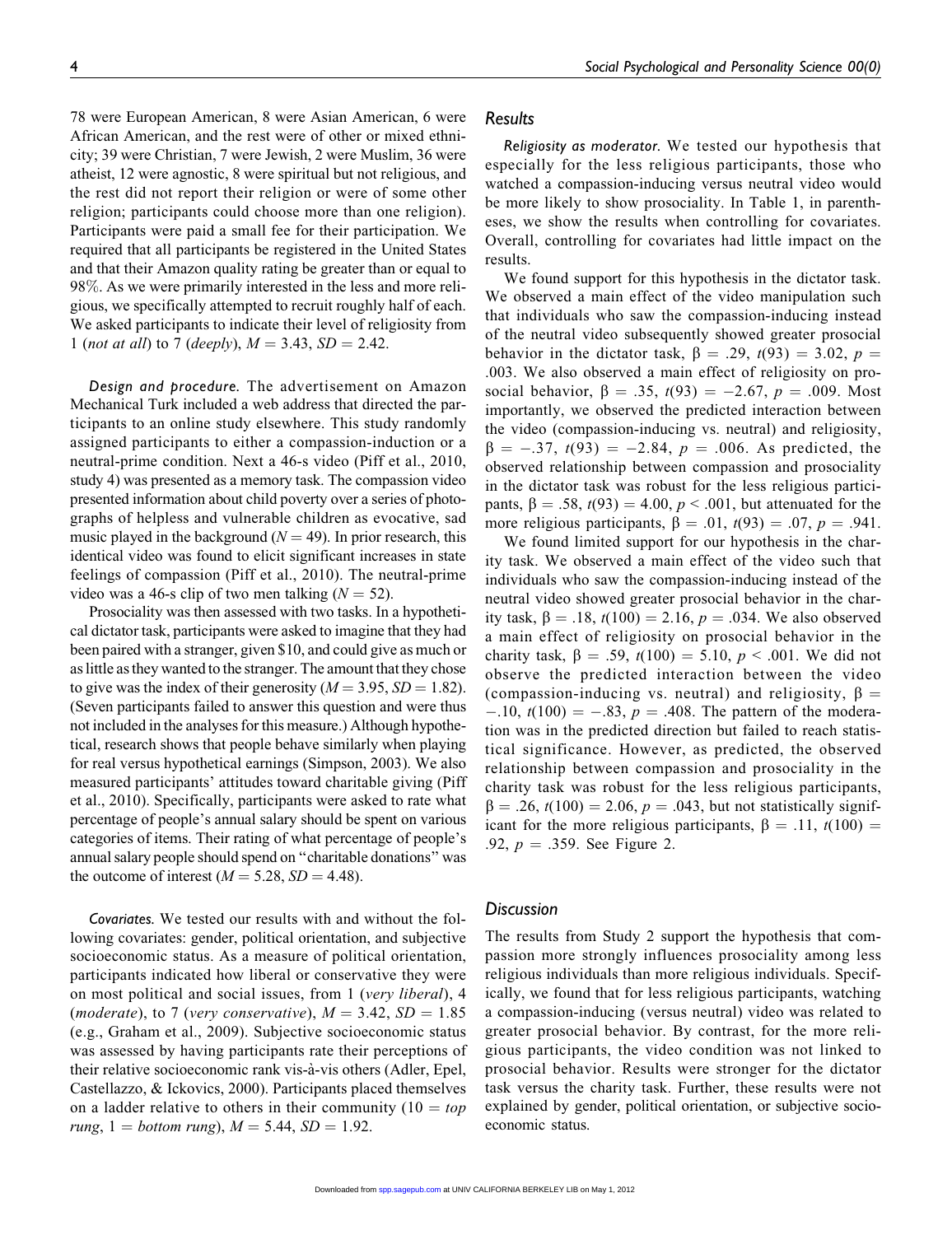78 were European American, 8 were Asian American, 6 were African American, and the rest were of other or mixed ethnicity; 39 were Christian, 7 were Jewish, 2 were Muslim, 36 were atheist, 12 were agnostic, 8 were spiritual but not religious, and the rest did not report their religion or were of some other religion; participants could choose more than one religion). Participants were paid a small fee for their participation. We required that all participants be registered in the United States and that their Amazon quality rating be greater than or equal to 98%. As we were primarily interested in the less and more religious, we specifically attempted to recruit roughly half of each. We asked participants to indicate their level of religiosity from 1 (*not at all*) to 7 (*deeply*), $M = 3.43$, $SD = 2.42$.

*Design and procedure.* The advertisement on Amazon Mechanical Turk included a web address that directed the participants to an online study elsewhere. This study randomly assigned participants to either a compassion-induction or a neutral-prime condition. Next a 46-s video (Piff et al., 2010, study 4) was presented as a memory task. The compassion video presented information about child poverty over a series of photographs of helpless and vulnerable children as evocative, sad music played in the background ($N = 49$). In prior research, this identical video was found to elicit significant increases in state feelings of compassion (Piff et al., 2010). The neutral-prime video was a 46-s clip of two men talking ($N = 52$).

Prosociality was then assessed with two tasks. In a hypothetical dictator task, participants were asked to imagine that they had been paired with a stranger, given \$10, and could give as much or as little as they wanted to the stranger. The amount that they chose to give was the index of their generosity ($M = 3.95$, $SD = 1.82$). (Seven participants failed to answer this question and were thus not included in the analyses for this measure.) Although hypothetical, research shows that people behave similarly when playing for real versus hypothetical earnings (Simpson, 2003). We also measured participants' attitudes toward charitable giving (Piff et al., 2010). Specifically, participants were asked to rate what percentage of people's annual salary should be spent on various categories of items. Their rating of what percentage of people's annual salary people should spend on "charitable donations" was the outcome of interest ($M = 5.28$, $SD = 4.48$).

*Covariates.* We tested our results with and without the following covariates: gender, political orientation, and subjective socioeconomic status. As a measure of political orientation, participants indicated how liberal or conservative they were on most political and social issues, from 1 (*very liberal*), 4 (*moderate*), to 7 (*very conservative*), $M = 3.42$, $SD = 1.85$ (e.g., Graham et al., 2009). Subjective socioeconomic status was assessed by having participants rate their perceptions of their relative socioeconomic rank vis-à-vis others (Adler, Epel, Castellazzo, & Ickovics, 2000). Participants placed themselves on a ladder relative to others in their community (10 = *top rung*, 1 = *bottom rung*), $M = 5.44$, $SD = 1.92$.

## Results

*Religiosity as moderator.* We tested our hypothesis that especially for the less religious participants, those who watched a compassion-inducing versus neutral video would be more likely to show prosociality. In Table 1, in parentheses, we show the results when controlling for covariates. Overall, controlling for covariates had little impact on the results.

We found support for this hypothesis in the dictator task. We observed a main effect of the video manipulation such that individuals who saw the compassion-inducing instead of the neutral video subsequently showed greater prosocial behavior in the dictator task, $\beta = .29$, $t(93) = 3.02$, $p = .003$. We also observed a main effect of religiosity on prosocial behavior, $\beta = .35$, $t(93) = -2.67$, $p = .009$. Most importantly, we observed the predicted interaction between the video (compassion-inducing vs. neutral) and religiosity, $\beta = -.37$, $t(93) = -2.84$, $p = .006$. As predicted, the observed relationship between compassion and prosociality in the dictator task was robust for the less religious participants, $\beta = .58$, $t(93) = 4.00$, $p < .001$, but attenuated for the more religious participants, $\beta = .01$, $t(93) = .07$, $p = .941$.

We found limited support for our hypothesis in the charity task. We observed a main effect of the video such that individuals who saw the compassion-inducing instead of the neutral video showed greater prosocial behavior in the charity task, $\beta = .18$, $t(100) = 2.16$, $p = .034$. We also observed a main effect of religiosity on prosocial behavior in the charity task, $\beta = .59$, $t(100) = 5.10$, $p < .001$. We did not observe the predicted interaction between the video (compassion-inducing vs. neutral) and religiosity, $\beta = -.10$, $t(100) = -.83$, $p = .408$. The pattern of the moderation was in the predicted direction but failed to reach statistical significance. However, as predicted, the observed relationship between compassion and prosociality in the charity task was robust for the less religious participants, $\beta = .26$, $t(100) = 2.06$, $p = .043$, but not statistically significant for the more religious participants, $\beta = .11$, $t(100) = .92$, $p = .359$. See Figure 2.

## Discussion

The results from Study 2 support the hypothesis that compassion more strongly influences prosociality among less religious individuals than more religious individuals. Specifically, we found that for less religious participants, watching a compassion-inducing (versus neutral) video was related to greater prosocial behavior. By contrast, for the more religious participants, the video condition was not linked to prosocial behavior. Results were stronger for the dictator task versus the charity task. Further, these results were not explained by gender, political orientation, or subjective socioeconomic status.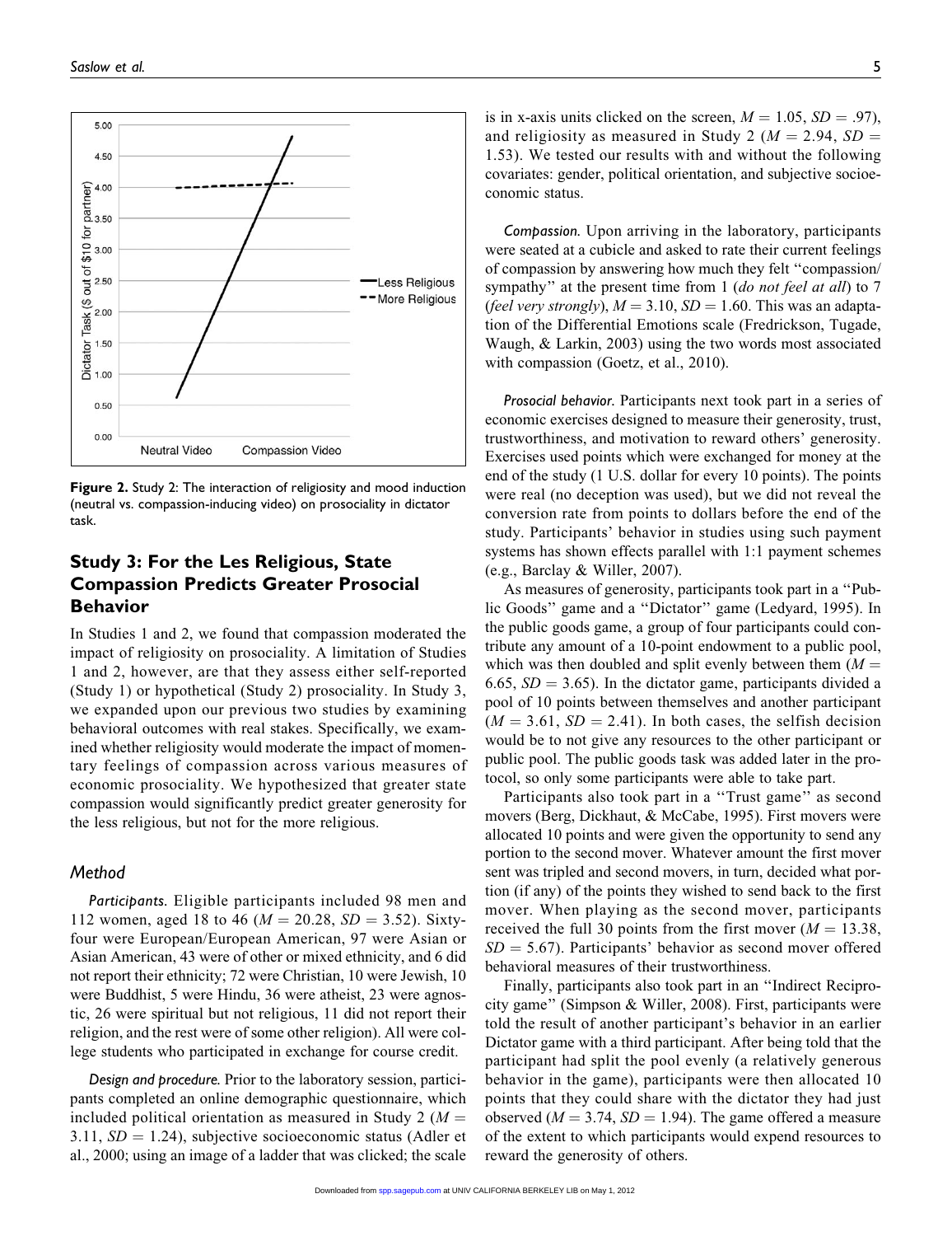Figure 2. Study 2: The interaction of religiosity and mood induction (neutral vs. compassion-inducing video) on prosociality in dictator task.

## Study 3: For the Les Religious, State Compassion Predicts Greater Prosocial Behavior

In Studies 1 and 2, we found that compassion moderated the impact of religiosity on prosociality. A limitation of Studies 1 and 2, however, are that they assess either self-reported (Study 1) or hypothetical (Study 2) prosociality. In Study 3, we expanded upon our previous two studies by examining behavioral outcomes with real stakes. Specifically, we examined whether religiosity would moderate the impact of momentary feelings of compassion across various measures of economic prosociality. We hypothesized that greater state compassion would significantly predict greater generosity for the less religious, but not for the more religious.

### Method

*Participants.* Eligible participants included 98 men and 112 women, aged 18 to 46 ($M = 20.28$, $SD = 3.52$). Sixty-four were European/European American, 97 were Asian or Asian American, 43 were of other or mixed ethnicity, and 6 did not report their ethnicity; 72 were Christian, 10 were Jewish, 10 were Buddhist, 5 were Hindu, 36 were atheist, 23 were agnostic, 26 were spiritual but not religious, 11 did not report their religion, and the rest were of some other religion). All were college students who participated in exchange for course credit.

*Design and procedure.* Prior to the laboratory session, participants completed an online demographic questionnaire, which included political orientation as measured in Study 2 ($M = 3.11$, $SD = 1.24$), subjective socioeconomic status (Adler et al., 2000; using an image of a ladder that was clicked; the scale is in x-axis units clicked on the screen, $M = 1.05$, $SD = .97$), and religiosity as measured in Study 2 ($M = 2.94$, $SD = 1.53$). We tested our results with and without the following covariates: gender, political orientation, and subjective socioeconomic status.

*Compassion.* Upon arriving in the laboratory, participants were seated at a cubicle and asked to rate their current feelings of compassion by answering how much they felt "compassion/sympathy" at the present time from 1 (*do not feel at all*) to 7 (*feel very strongly*), $M = 3.10$, $SD = 1.60$. This was an adaptation of the Differential Emotions scale (Fredrickson, Tugade, Waugh, & Larkin, 2003) using the two words most associated with compassion (Goetz, et al., 2010).

*Prosocial behavior.* Participants next took part in a series of economic exercises designed to measure their generosity, trust, trustworthiness, and motivation to reward others' generosity. Exercises used points which were exchanged for money at the end of the study (1 U.S. dollar for every 10 points). The points were real (no deception was used), but we did not reveal the conversion rate from points to dollars before the end of the study. Participants' behavior in studies using such payment systems has shown effects parallel with 1:1 payment schemes (e.g., Barclay & Willer, 2007).

As measures of generosity, participants took part in a "Public Goods" game and a "Dictator" game (Ledyard, 1995). In the public goods game, a group of four participants could contribute any amount of a 10-point endowment to a public pool, which was then doubled and split evenly between them ($M = 6.65$, $SD = 3.65$). In the dictator game, participants divided a pool of 10 points between themselves and another participant ($M = 3.61$, $SD = 2.41$). In both cases, the selfish decision would be to not give any resources to the other participant or public pool. The public goods task was added later in the protocol, so only some participants were able to take part.

Participants also took part in a "Trust game" as second movers (Berg, Dickhaut, & McCabe, 1995). First movers were allocated 10 points and were given the opportunity to send any portion to the second mover. Whatever amount the first mover sent was tripled and second movers, in turn, decided what portion (if any) of the points they wished to send back to the first mover. When playing as the second mover, participants received the full 30 points from the first mover ($M = 13.38$, $SD = 5.67$). Participants' behavior as second mover offered behavioral measures of their trustworthiness.

Finally, participants also took part in an "Indirect Reciprocity game" (Simpson & Willer, 2008). First, participants were told the result of another participant's behavior in an earlier Dictator game with a third participant. After being told that the participant had split the pool evenly (a relatively generous behavior in the game), participants were then allocated 10 points that they could share with the dictator they had just observed ($M = 3.74$, $SD = 1.94$). The game offered a measure of the extent to which participants would expend resources to reward the generosity of others.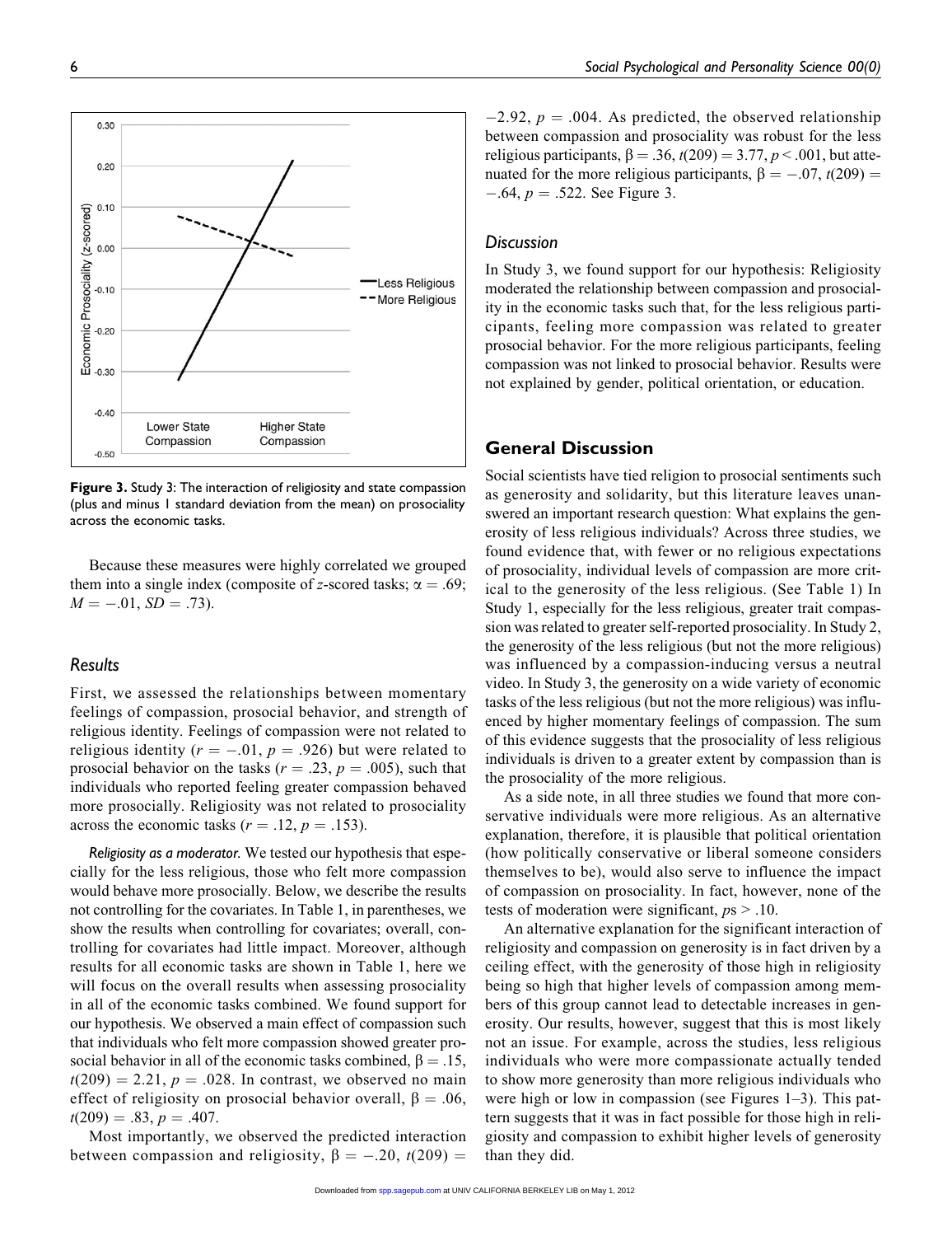Figure 3. Study 3: The interaction of religiosity and state compassion (plus and minus 1 standard deviation from the mean) on prosociality across the economic tasks.

Because these measures were highly correlated we grouped them into a single index (composite of z-scored tasks; $\alpha = .69$; $M = -.01$, $SD = .73$).

### Results

First, we assessed the relationships between momentary feelings of compassion, prosocial behavior, and strength of religious identity. Feelings of compassion were not related to religious identity ($r = -.01$, $p = .926$) but were related to prosocial behavior on the tasks ($r = .23$, $p = .005$), such that individuals who reported feeling greater compassion behaved more prosocially. Religiosity was not related to prosociality across the economic tasks ($r = .12$, $p = .153$).

*Religiosity as a moderator.* We tested our hypothesis that especially for the less religious, those who felt more compassion would behave more prosocially. Below, we describe the results not controlling for the covariates. In Table 1, in parentheses, we show the results when controlling for covariates; overall, controlling for covariates had little impact. Moreover, although results for all economic tasks are shown in Table 1, here we will focus on the overall results when assessing prosociality in all of the economic tasks combined. We found support for our hypothesis. We observed a main effect of compassion such that individuals who felt more compassion showed greater prosocial behavior in all of the economic tasks combined, $\beta = .15$, $t(209) = 2.21$, $p = .028$. In contrast, we observed no main effect of religiosity on prosocial behavior overall, $\beta = .06$, $t(209) = .83$, $p = .407$.

Most importantly, we observed the predicted interaction between compassion and religiosity, $\beta = -.20$, $t(209) = -2.92$, $p = .004$. As predicted, the observed relationship between compassion and prosociality was robust for the less religious participants, $\beta = .36$, $t(209) = 3.77$, $p < .001$, but attenuated for the more religious participants, $\beta = -.07$, $t(209) = -.64$, $p = .522$. See Figure 3.

### Discussion

In Study 3, we found support for our hypothesis: Religiosity moderated the relationship between compassion and prosociality in the economic tasks such that, for the less religious participants, feeling more compassion was related to greater prosocial behavior. For the more religious participants, feeling compassion was not linked to prosocial behavior. Results were not explained by gender, political orientation, or education.

## General Discussion

Social scientists have tied religion to prosocial sentiments such as generosity and solidarity, but this literature leaves unanswered an important research question: What explains the generosity of less religious individuals? Across three studies, we found evidence that, with fewer or no religious expectations of prosociality, individual levels of compassion are more critical to the generosity of the less religious. (See Table 1) In Study 1, especially for the less religious, greater trait compassion was related to greater self-reported prosociality. In Study 2, the generosity of the less religious (but not the more religious) was influenced by a compassion-inducing versus a neutral video. In Study 3, the generosity on a wide variety of economic tasks of the less religious (but not the more religious) was influenced by higher momentary feelings of compassion. The sum of this evidence suggests that the prosociality of less religious individuals is driven to a greater extent by compassion than is the prosociality of the more religious.

As a side note, in all three studies we found that more conservative individuals were more religious. As an alternative explanation, therefore, it is plausible that political orientation (how politically conservative or liberal someone considers themselves to be), would also serve to influence the impact of compassion on prosociality. In fact, however, none of the tests of moderation were significant, $ps > .10$.

An alternative explanation for the significant interaction of religiosity and compassion on generosity is in fact driven by a ceiling effect, with the generosity of those high in religiosity being so high that higher levels of compassion among members of this group cannot lead to detectable increases in generosity. Our results, however, suggest that this is most likely not an issue. For example, across the studies, less religious individuals who were more compassionate actually tended to show more generosity than more religious individuals who were high or low in compassion (see Figures 1–3). This pattern suggests that it was in fact possible for those high in religiosity and compassion to exhibit higher levels of generosity than they did.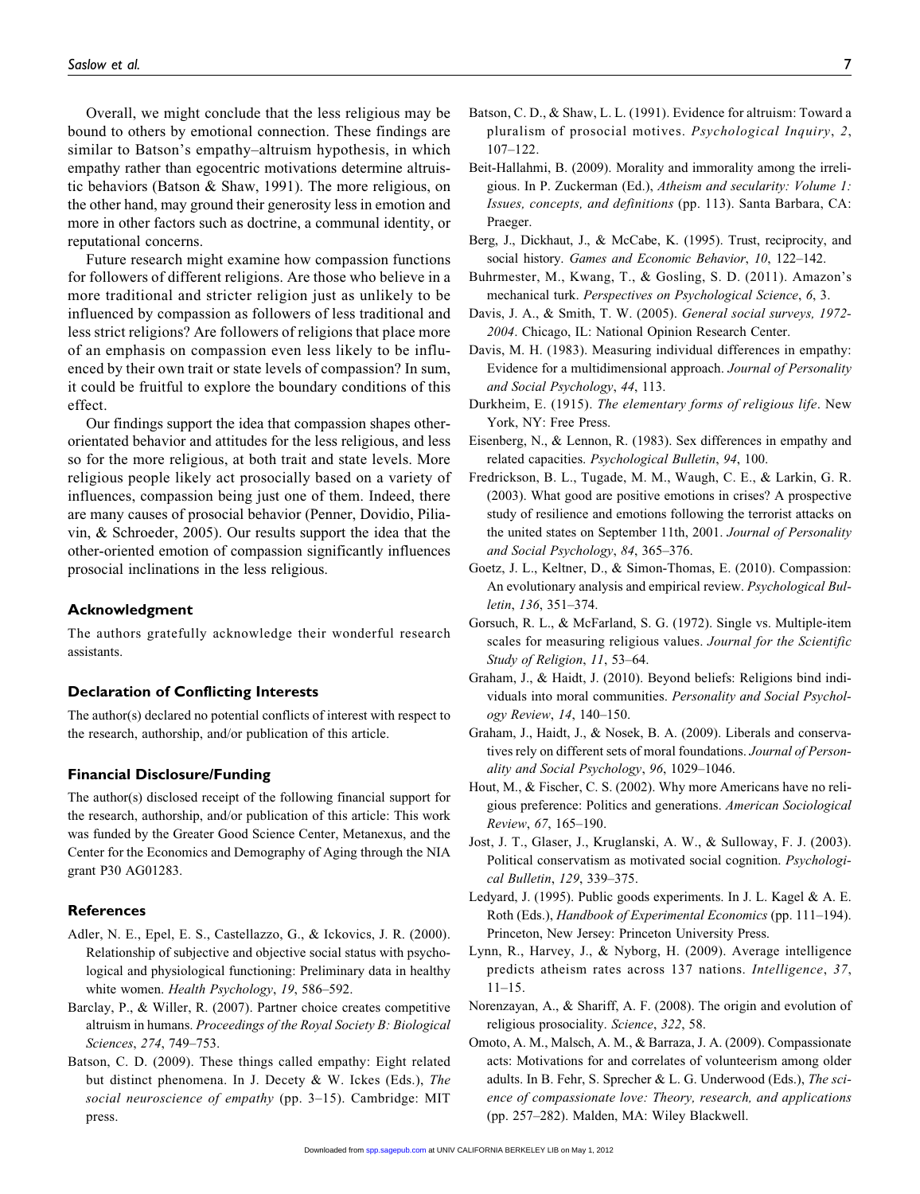Overall, we might conclude that the less religious may be bound to others by emotional connection. These findings are similar to Batson's empathy–altruism hypothesis, in which empathy rather than egocentric motivations determine altruistic behaviors (Batson & Shaw, 1991). The more religious, on the other hand, may ground their generosity less in emotion and more in other factors such as doctrine, a communal identity, or reputational concerns.

Future research might examine how compassion functions for followers of different religions. Are those who believe in a more traditional and stricter religion just as unlikely to be influenced by compassion as followers of less traditional and less strict religions? Are followers of religions that place more of an emphasis on compassion even less likely to be influenced by their own trait or state levels of compassion? In sum, it could be fruitful to explore the boundary conditions of this effect.

Our findings support the idea that compassion shapes other-orientated behavior and attitudes for the less religious, and less so for the more religious, at both trait and state levels. More religious people likely act prosocially based on a variety of influences, compassion being just one of them. Indeed, there are many causes of prosocial behavior (Penner, Dovidio, Piliavin, & Schroeder, 2005). Our results support the idea that the other-oriented emotion of compassion significantly influences prosocial inclinations in the less religious.

## Acknowledgment

The authors gratefully acknowledge their wonderful research assistants.

## Declaration of Conflicting Interests

The author(s) declared no potential conflicts of interest with respect to the research, authorship, and/or publication of this article.

## Financial Disclosure/Funding

The author(s) disclosed receipt of the following financial support for the research, authorship, and/or publication of this article: This work was funded by the Greater Good Science Center, Metanexus, and the Center for the Economics and Demography of Aging through the NIA grant P30 AG01283.

## References

Adler, N. E., Epel, E. S., Castellazzo, G., & Ickovics, J. R. (2000). Relationship of subjective and objective social status with psychological and physiological functioning: Preliminary data in healthy white women. *Health Psychology*, *19*, 586–592.

Barclay, P., & Willer, R. (2007). Partner choice creates competitive altruism in humans. *Proceedings of the Royal Society B: Biological Sciences*, *274*, 749–753.

Batson, C. D. (2009). These things called empathy: Eight related but distinct phenomena. In J. Decety & W. Ickes (Eds.), *The social neuroscience of empathy* (pp. 3–15). Cambridge: MIT press.

Batson, C. D., & Shaw, L. L. (1991). Evidence for altruism: Toward a pluralism of prosocial motives. *Psychological Inquiry*, *2*, 107–122.

Beit-Hallahmi, B. (2009). Morality and immorality among the irreligious. In P. Zuckerman (Ed.), *Atheism and secularity: Volume 1: Issues, concepts, and definitions* (pp. 113). Santa Barbara, CA: Praeger.

Berg, J., Dickhaut, J., & McCabe, K. (1995). Trust, reciprocity, and social history. *Games and Economic Behavior*, *10*, 122–142.

Buhrmester, M., Kwang, T., & Gosling, S. D. (2011). Amazon's mechanical turk. *Perspectives on Psychological Science*, *6*, 3.

Davis, J. A., & Smith, T. W. (2005). *General social surveys, 1972-2004*. Chicago, IL: National Opinion Research Center.

Davis, M. H. (1983). Measuring individual differences in empathy: Evidence for a multidimensional approach. *Journal of Personality and Social Psychology*, *44*, 113.

Durkheim, E. (1915). *The elementary forms of religious life*. New York, NY: Free Press.

Eisenberg, N., & Lennon, R. (1983). Sex differences in empathy and related capacities. *Psychological Bulletin*, *94*, 100.

Fredrickson, B. L., Tugade, M. M., Waugh, C. E., & Larkin, G. R. (2003). What good are positive emotions in crises? A prospective study of resilience and emotions following the terrorist attacks on the united states on September 11th, 2001. *Journal of Personality and Social Psychology*, *84*, 365–376.

Goetz, J. L., Keltner, D., & Simon-Thomas, E. (2010). Compassion: An evolutionary analysis and empirical review. *Psychological Bulletin*, *136*, 351–374.

Gorsuch, R. L., & McFarland, S. G. (1972). Single vs. Multiple-item scales for measuring religious values. *Journal for the Scientific Study of Religion*, *11*, 53–64.

Graham, J., & Haidt, J. (2010). Beyond beliefs: Religions bind individuals into moral communities. *Personality and Social Psychology Review*, *14*, 140–150.

Graham, J., Haidt, J., & Nosek, B. A. (2009). Liberals and conservatives rely on different sets of moral foundations. *Journal of Personality and Social Psychology*, *96*, 1029–1046.

Hout, M., & Fischer, C. S. (2002). Why more Americans have no religious preference: Politics and generations. *American Sociological Review*, *67*, 165–190.

Jost, J. T., Glaser, J., Kruglanski, A. W., & Sulloway, F. J. (2003). Political conservatism as motivated social cognition. *Psychological Bulletin*, *129*, 339–375.

Ledyard, J. (1995). Public goods experiments. In J. L. Kagel & A. E. Roth (Eds.), *Handbook of Experimental Economics* (pp. 111–194). Princeton, New Jersey: Princeton University Press.

Lynn, R., Harvey, J., & Nyborg, H. (2009). Average intelligence predicts atheism rates across 137 nations. *Intelligence*, *37*, 11–15.

Norenzayan, A., & Shariff, A. F. (2008). The origin and evolution of religious prosociality. *Science*, *322*, 58.

Omoto, A. M., Malsch, A. M., & Barraza, J. A. (2009). Compassionate acts: Motivations for and correlates of volunteerism among older adults. In B. Fehr, S. Sprecher & L. G. Underwood (Eds.), *The science of compassionate love: Theory, research, and applications* (pp. 257–282). Malden, MA: Wiley Blackwell.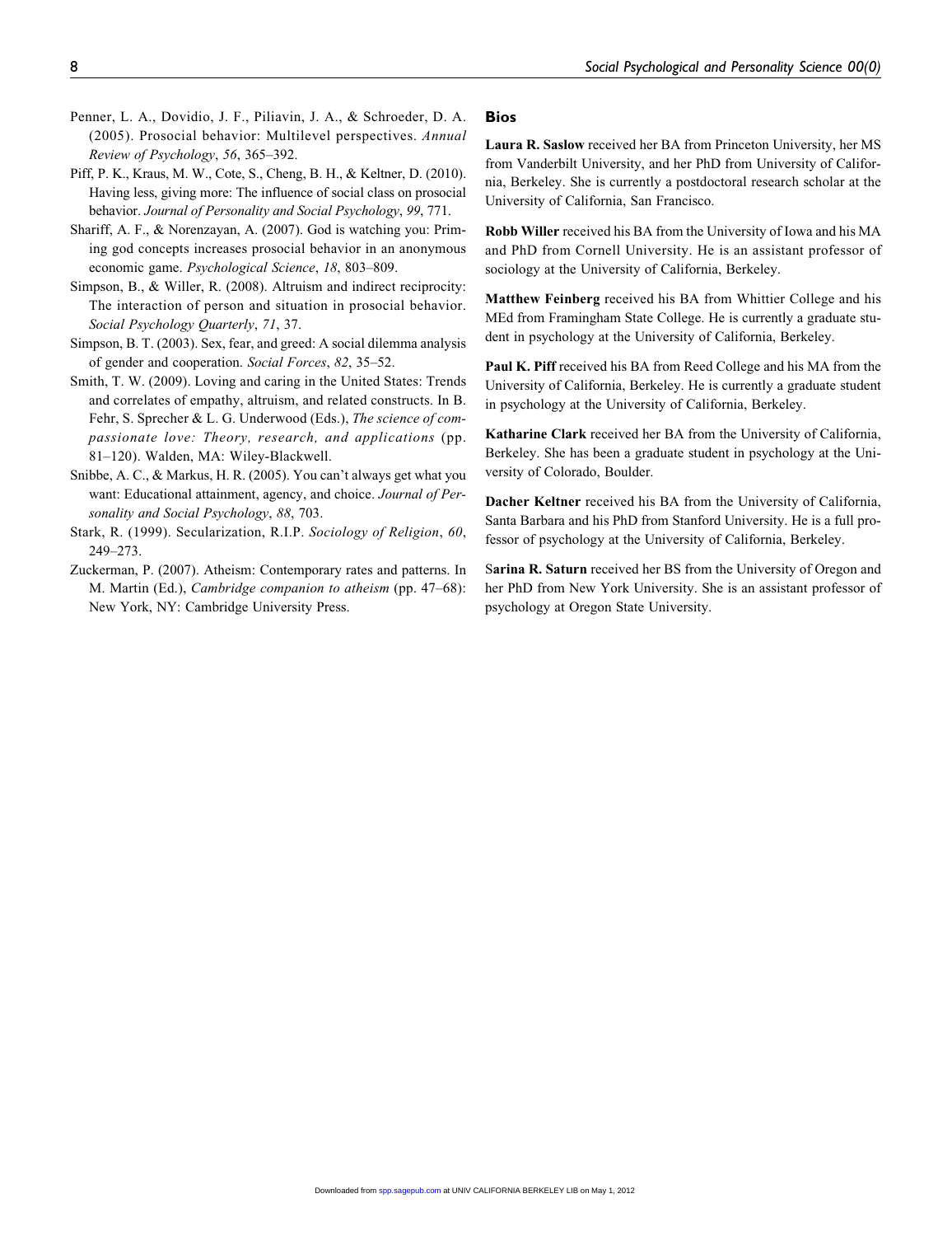Penner, L. A., Dovidio, J. F., Piliavin, J. A., & Schroeder, D. A. (2005). Prosocial behavior: Multilevel perspectives. *Annual Review of Psychology*, *56*, 365–392.

Piff, P. K., Kraus, M. W., Cote, S., Cheng, B. H., & Keltner, D. (2010). Having less, giving more: The influence of social class on prosocial behavior. *Journal of Personality and Social Psychology*, *99*, 771.

Shariff, A. F., & Norenzayan, A. (2007). God is watching you: Priming god concepts increases prosocial behavior in an anonymous economic game. *Psychological Science*, *18*, 803–809.

Simpson, B., & Willer, R. (2008). Altruism and indirect reciprocity: The interaction of person and situation in prosocial behavior. *Social Psychology Quarterly*, *71*, 37.

Simpson, B. T. (2003). Sex, fear, and greed: A social dilemma analysis of gender and cooperation. *Social Forces*, *82*, 35–52.

Smith, T. W. (2009). Loving and caring in the United States: Trends and correlates of empathy, altruism, and related constructs. In B. Fehr, S. Sprecher & L. G. Underwood (Eds.), *The science of compassionate love: Theory, research, and applications* (pp. 81–120). Walden, MA: Wiley-Blackwell.

Snibbe, A. C., & Markus, H. R. (2005). You can't always get what you want: Educational attainment, agency, and choice. *Journal of Personality and Social Psychology*, *88*, 703.

Stark, R. (1999). Secularization, R.I.P. *Sociology of Religion*, *60*, 249–273.

Zuckerman, P. (2007). Atheism: Contemporary rates and patterns. In M. Martin (Ed.), *Cambridge companion to atheism* (pp. 47–68): New York, NY: Cambridge University Press.

## Bios

**Laura R. Saslow** received her BA from Princeton University, her MS from Vanderbilt University, and her PhD from University of California, Berkeley. She is currently a postdoctoral research scholar at the University of California, San Francisco.

**Robb Willer** received his BA from the University of Iowa and his MA and PhD from Cornell University. He is an assistant professor of sociology at the University of California, Berkeley.

**Matthew Feinberg** received his BA from Whittier College and his MEd from Framingham State College. He is currently a graduate student in psychology at the University of California, Berkeley.

**Paul K. Piff** received his BA from Reed College and his MA from the University of California, Berkeley. He is currently a graduate student in psychology at the University of California, Berkeley.

**Katharine Clark** received her BA from the University of California, Berkeley. She has been a graduate student in psychology at the University of Colorado, Boulder.

**Dacher Keltner** received his BA from the University of California, Santa Barbara and his PhD from Stanford University. He is a full professor of psychology at the University of California, Berkeley.

**Sarina R. Saturn** received her BS from the University of Oregon and her PhD from New York University. She is an assistant professor of psychology at Oregon State University.